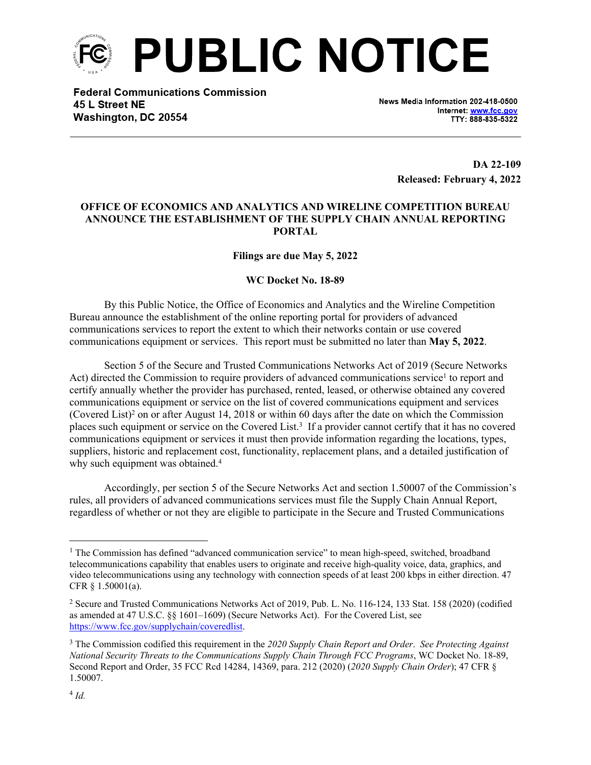# PUBLIC NOTICE

**Federal Communications Commission**
**45 L Street NE**
**Washington, DC 20554**

News Media Information 202-418-0500
Internet: www.fcc.gov
TTY: 888-835-5322

**DA 22-109**
**Released: February 4, 2022**

## OFFICE OF ECONOMICS AND ANALYTICS AND WIRELINE COMPETITION BUREAU ANNOUNCE THE ESTABLISHMENT OF THE SUPPLY CHAIN ANNUAL REPORTING PORTAL

**Filings are due May 5, 2022**

**WC Docket No. 18-89**

By this Public Notice, the Office of Economics and Analytics and the Wireline Competition Bureau announce the establishment of the online reporting portal for providers of advanced communications services to report the extent to which their networks contain or use covered communications equipment or services. This report must be submitted no later than **May 5, 2022**.

Section 5 of the Secure and Trusted Communications Networks Act of 2019 (Secure Networks Act) directed the Commission to require providers of advanced communications service[1] to report and certify annually whether the provider has purchased, rented, leased, or otherwise obtained any covered communications equipment or service on the list of covered communications equipment and services (Covered List)[2] on or after August 14, 2018 or within 60 days after the date on which the Commission places such equipment or service on the Covered List.[3] If a provider cannot certify that it has no covered communications equipment or services it must then provide information regarding the locations, types, suppliers, historic and replacement cost, functionality, replacement plans, and a detailed justification of why such equipment was obtained.[4]

Accordingly, per section 5 of the Secure Networks Act and section 1.50007 of the Commission's rules, all providers of advanced communications services must file the Supply Chain Annual Report, regardless of whether or not they are eligible to participate in the Secure and Trusted Communications

---

[1] The Commission has defined "advanced communication service" to mean high-speed, switched, broadband telecommunications capability that enables users to originate and receive high-quality voice, data, graphics, and video telecommunications using any technology with connection speeds of at least 200 kbps in either direction. 47 CFR § 1.50001(a).

[2] Secure and Trusted Communications Networks Act of 2019, Pub. L. No. 116-124, 133 Stat. 158 (2020) (codified as amended at 47 U.S.C. §§ 1601–1609) (Secure Networks Act). For the Covered List, see https://www.fcc.gov/supplychain/coveredlist.

[3] The Commission codified this requirement in the *2020 Supply Chain Report and Order*. *See Protecting Against National Security Threats to the Communications Supply Chain Through FCC Programs*, WC Docket No. 18-89, Second Report and Order, 35 FCC Rcd 14284, 14369, para. 212 (2020) (*2020 Supply Chain Order*); 47 CFR § 1.50007.

[4] *Id.*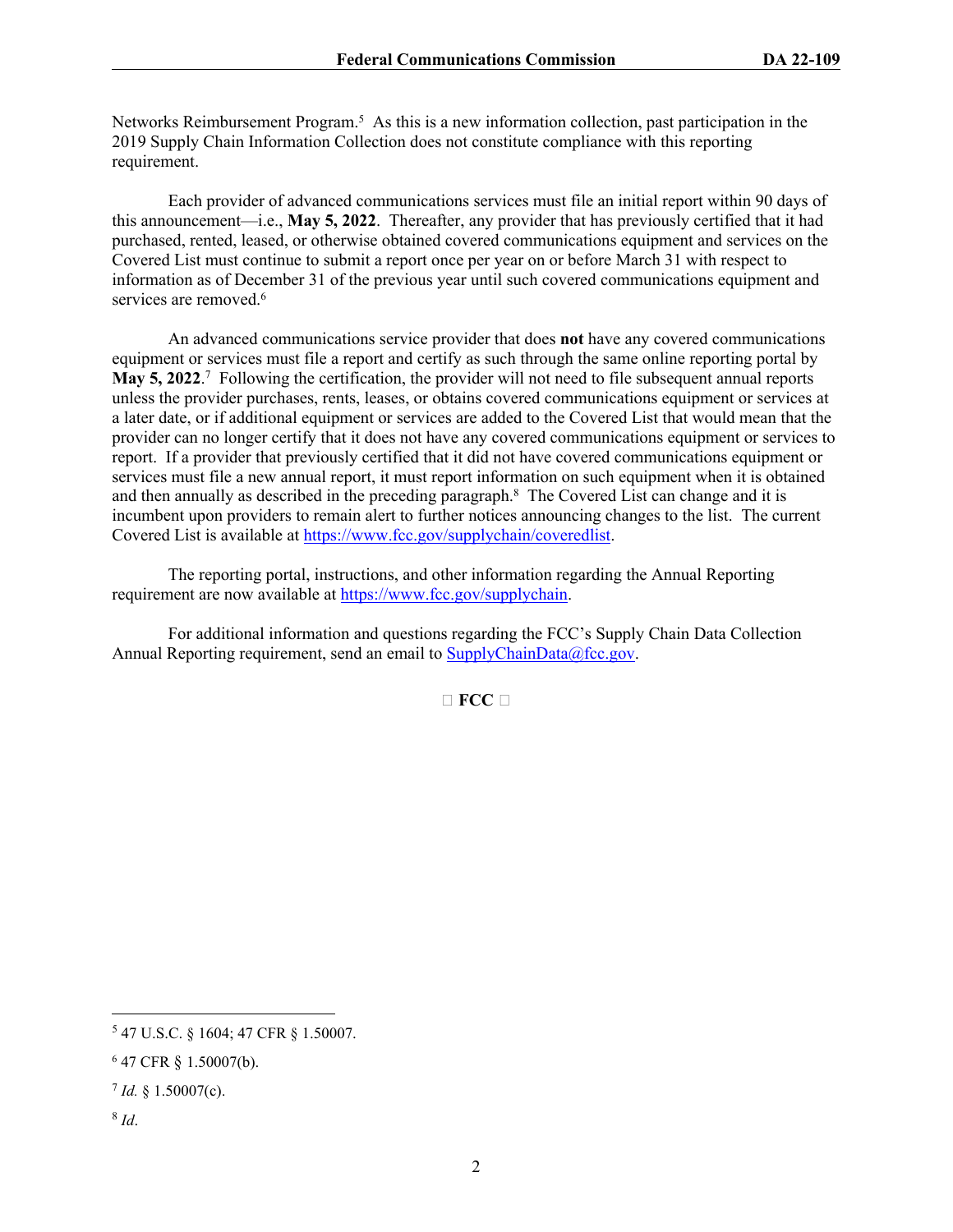Networks Reimbursement Program.[5] As this is a new information collection, past participation in the 2019 Supply Chain Information Collection does not constitute compliance with this reporting requirement.

Each provider of advanced communications services must file an initial report within 90 days of this announcement—i.e., **May 5, 2022**. Thereafter, any provider that has previously certified that it had purchased, rented, leased, or otherwise obtained covered communications equipment and services on the Covered List must continue to submit a report once per year on or before March 31 with respect to information as of December 31 of the previous year until such covered communications equipment and services are removed.[6]

An advanced communications service provider that does **not** have any covered communications equipment or services must file a report and certify as such through the same online reporting portal by **May 5, 2022**.[7] Following the certification, the provider will not need to file subsequent annual reports unless the provider purchases, rents, leases, or obtains covered communications equipment or services at a later date, or if additional equipment or services are added to the Covered List that would mean that the provider can no longer certify that it does not have any covered communications equipment or services to report. If a provider that previously certified that it did not have covered communications equipment or services must file a new annual report, it must report information on such equipment when it is obtained and then annually as described in the preceding paragraph.[8] The Covered List can change and it is incumbent upon providers to remain alert to further notices announcing changes to the list. The current Covered List is available at https://www.fcc.gov/supplychain/coveredlist.

The reporting portal, instructions, and other information regarding the Annual Reporting requirement are now available at https://www.fcc.gov/supplychain.

For additional information and questions regarding the FCC's Supply Chain Data Collection Annual Reporting requirement, send an email to SupplyChainData@fcc.gov.

□ **FCC** □

---

[5] 47 U.S.C. § 1604; 47 CFR § 1.50007.

[6] 47 CFR § 1.50007(b).

[7] *Id.* § 1.50007(c).

[8] *Id*.